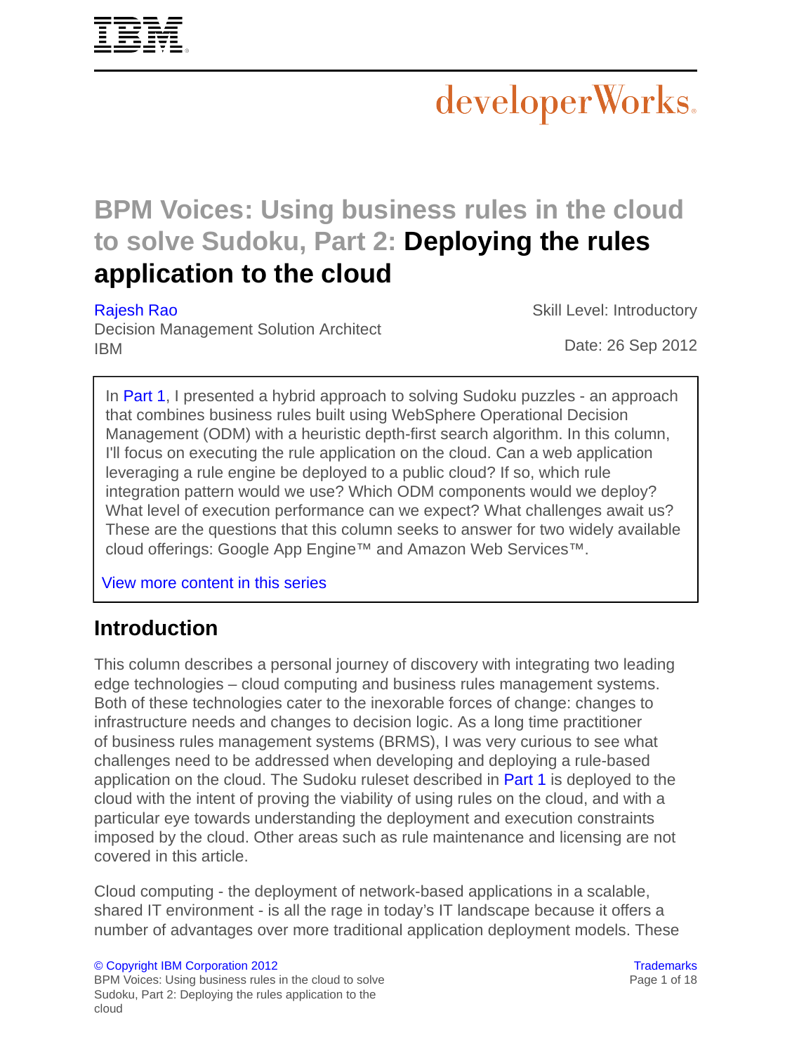# BPM Voices: Using business rules in the cloud to solve Sudoku, Part 2: Deploying the rules application to the cloud

Rajesh Rao
Decision Management Solution Architect
IBM

Skill Level: Introductory

Date: 26 Sep 2012

In Part 1, I presented a hybrid approach to solving Sudoku puzzles - an approach that combines business rules built using WebSphere Operational Decision Management (ODM) with a heuristic depth-first search algorithm. In this column, I'll focus on executing the rule application on the cloud. Can a web application leveraging a rule engine be deployed to a public cloud? If so, which rule integration pattern would we use? Which ODM components would we deploy? What level of execution performance can we expect? What challenges await us? These are the questions that this column seeks to answer for two widely available cloud offerings: Google App Engine™ and Amazon Web Services™.

View more content in this series

## Introduction

This column describes a personal journey of discovery with integrating two leading edge technologies – cloud computing and business rules management systems. Both of these technologies cater to the inexorable forces of change: changes to infrastructure needs and changes to decision logic. As a long time practitioner of business rules management systems (BRMS), I was very curious to see what challenges need to be addressed when developing and deploying a rule-based application on the cloud. The Sudoku ruleset described in Part 1 is deployed to the cloud with the intent of proving the viability of using rules on the cloud, and with a particular eye towards understanding the deployment and execution constraints imposed by the cloud. Other areas such as rule maintenance and licensing are not covered in this article.

Cloud computing - the deployment of network-based applications in a scalable, shared IT environment - is all the rage in today's IT landscape because it offers a number of advantages over more traditional application deployment models. These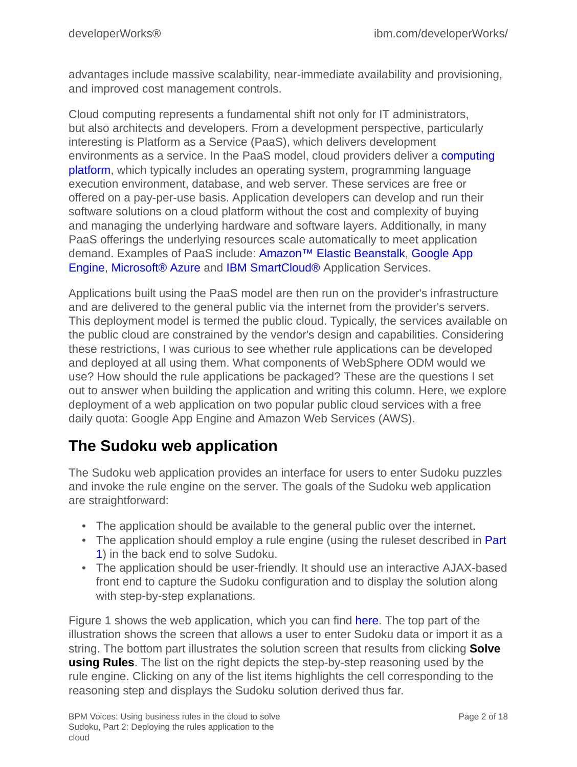advantages include massive scalability, near-immediate availability and provisioning, and improved cost management controls.

Cloud computing represents a fundamental shift not only for IT administrators, but also architects and developers. From a development perspective, particularly interesting is Platform as a Service (PaaS), which delivers development environments as a service. In the PaaS model, cloud providers deliver a computing platform, which typically includes an operating system, programming language execution environment, database, and web server. These services are free or offered on a pay-per-use basis. Application developers can develop and run their software solutions on a cloud platform without the cost and complexity of buying and managing the underlying hardware and software layers. Additionally, in many PaaS offerings the underlying resources scale automatically to meet application demand. Examples of PaaS include: Amazon™ Elastic Beanstalk, Google App Engine, Microsoft® Azure and IBM SmartCloud® Application Services.

Applications built using the PaaS model are then run on the provider's infrastructure and are delivered to the general public via the internet from the provider's servers. This deployment model is termed the public cloud. Typically, the services available on the public cloud are constrained by the vendor's design and capabilities. Considering these restrictions, I was curious to see whether rule applications can be developed and deployed at all using them. What components of WebSphere ODM would we use? How should the rule applications be packaged? These are the questions I set out to answer when building the application and writing this column. Here, we explore deployment of a web application on two popular public cloud services with a free daily quota: Google App Engine and Amazon Web Services (AWS).

## The Sudoku web application

The Sudoku web application provides an interface for users to enter Sudoku puzzles and invoke the rule engine on the server. The goals of the Sudoku web application are straightforward:

- The application should be available to the general public over the internet.
- The application should employ a rule engine (using the ruleset described in Part 1) in the back end to solve Sudoku.
- The application should be user-friendly. It should use an interactive AJAX-based front end to capture the Sudoku configuration and to display the solution along with step-by-step explanations.

Figure 1 shows the web application, which you can find here. The top part of the illustration shows the screen that allows a user to enter Sudoku data or import it as a string. The bottom part illustrates the solution screen that results from clicking **Solve using Rules**. The list on the right depicts the step-by-step reasoning used by the rule engine. Clicking on any of the list items highlights the cell corresponding to the reasoning step and displays the Sudoku solution derived thus far.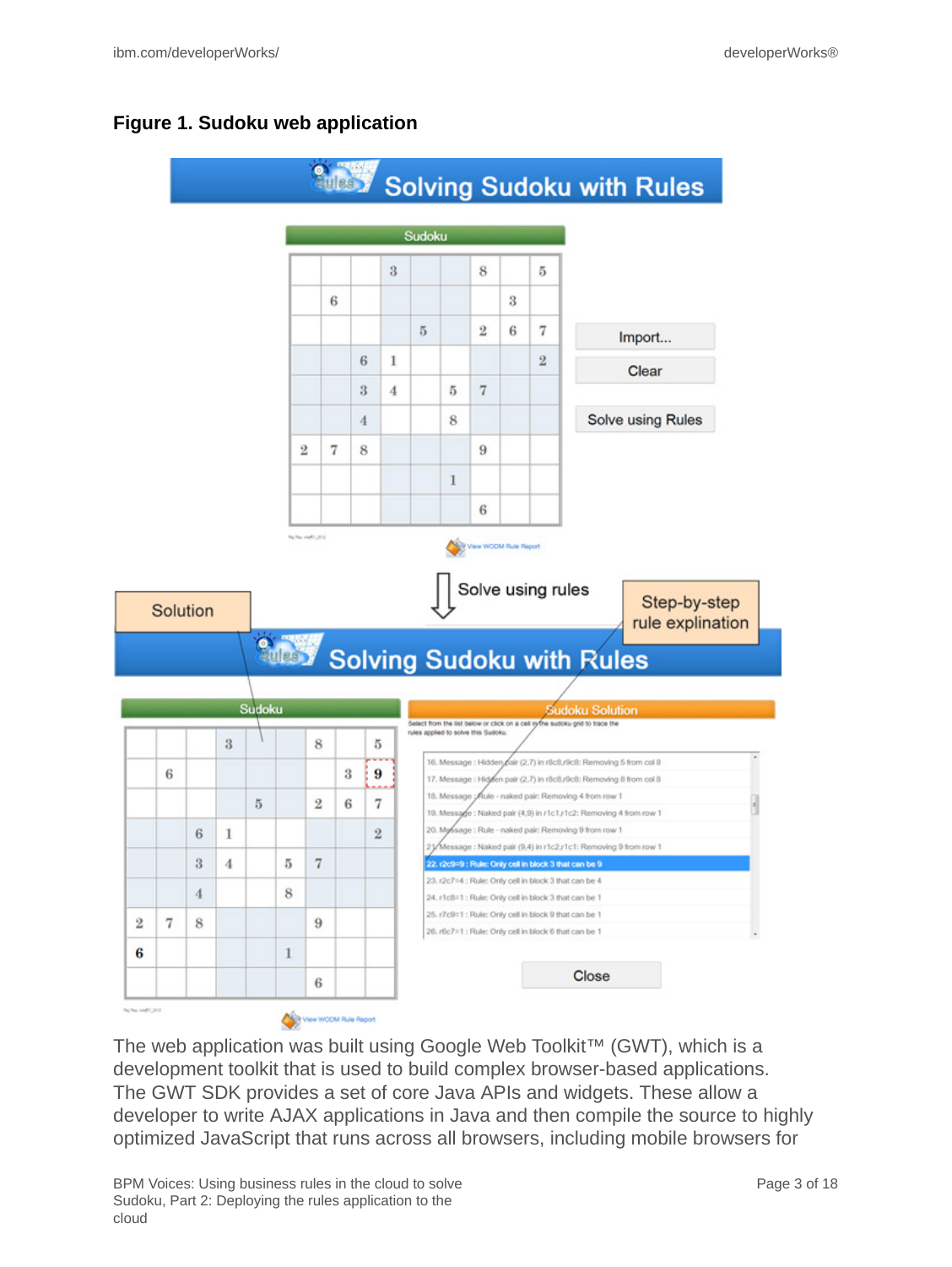**Figure 1. Sudoku web application**

The web application was built using Google Web Toolkit™ (GWT), which is a development toolkit that is used to build complex browser-based applications. The GWT SDK provides a set of core Java APIs and widgets. These allow a developer to write AJAX applications in Java and then compile the source to highly optimized JavaScript that runs across all browsers, including mobile browsers for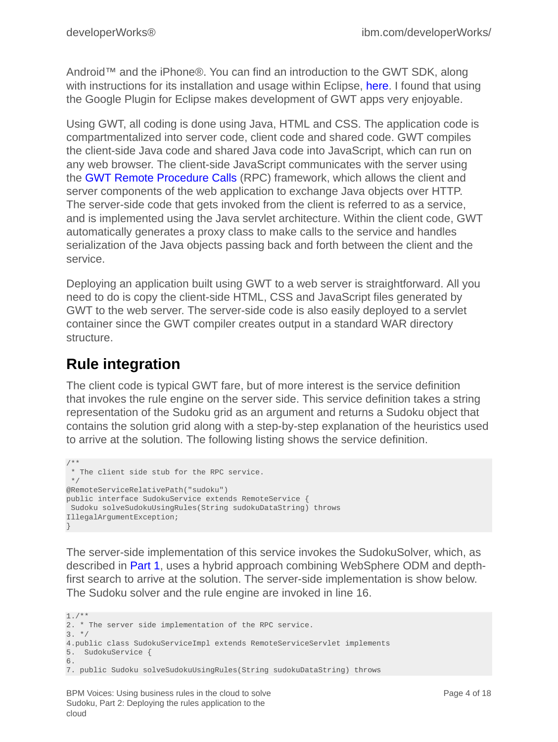Android™ and the iPhone®. You can find an introduction to the GWT SDK, along with instructions for its installation and usage within Eclipse, here. I found that using the Google Plugin for Eclipse makes development of GWT apps very enjoyable.

Using GWT, all coding is done using Java, HTML and CSS. The application code is compartmentalized into server code, client code and shared code. GWT compiles the client-side Java code and shared Java code into JavaScript, which can run on any web browser. The client-side JavaScript communicates with the server using the GWT Remote Procedure Calls (RPC) framework, which allows the client and server components of the web application to exchange Java objects over HTTP. The server-side code that gets invoked from the client is referred to as a service, and is implemented using the Java servlet architecture. Within the client code, GWT automatically generates a proxy class to make calls to the service and handles serialization of the Java objects passing back and forth between the client and the service.

Deploying an application built using GWT to a web server is straightforward. All you need to do is copy the client-side HTML, CSS and JavaScript files generated by GWT to the web server. The server-side code is also easily deployed to a servlet container since the GWT compiler creates output in a standard WAR directory structure.

## Rule integration

The client code is typical GWT fare, but of more interest is the service definition that invokes the rule engine on the server side. This service definition takes a string representation of the Sudoku grid as an argument and returns a Sudoku object that contains the solution grid along with a step-by-step explanation of the heuristics used to arrive at the solution. The following listing shows the service definition.

```
/**
 * The client side stub for the RPC service.
 */
@RemoteServiceRelativePath("sudoku")
public interface SudokuService extends RemoteService {
 Sudoku solveSudokuUsingRules(String sudokuDataString) throws
IllegalArgumentException;
}
```

The server-side implementation of this service invokes the SudokuSolver, which, as described in Part 1, uses a hybrid approach combining WebSphere ODM and depth-first search to arrive at the solution. The server-side implementation is show below. The Sudoku solver and the rule engine are invoked in line 16.

```
1./**
2. * The server side implementation of the RPC service.
3. */
4.public class SudokuServiceImpl extends RemoteServiceServlet implements
5.  SudokuService {
6.
7. public Sudoku solveSudokuUsingRules(String sudokuDataString) throws
```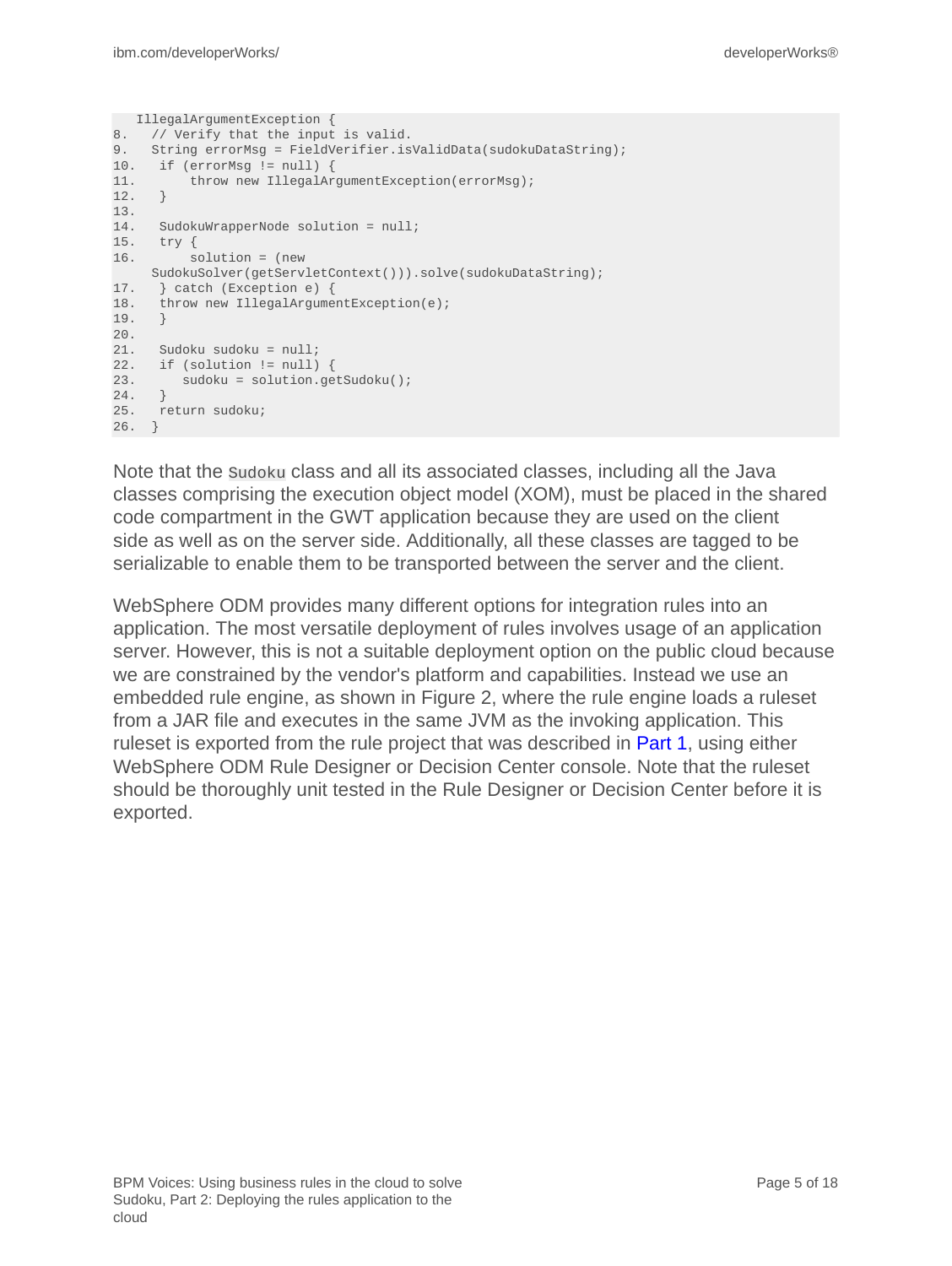```
   IllegalArgumentException {
8.   // Verify that the input is valid.
9.   String errorMsg = FieldVerifier.isValidData(sudokuDataString);
10.   if (errorMsg != null) {
11.       throw new IllegalArgumentException(errorMsg);
12.   }
13.
14.   SudokuWrapperNode solution = null;
15.   try {
16.       solution = (new
     SudokuSolver(getServletContext())).solve(sudokuDataString);
17.   } catch (Exception e) {
18.   throw new IllegalArgumentException(e);
19.   }
20.
21.   Sudoku sudoku = null;
22.   if (solution != null) {
23.      sudoku = solution.getSudoku();
24.   }
25.   return sudoku;
26.  }
```

Note that the `Sudoku` class and all its associated classes, including all the Java classes comprising the execution object model (XOM), must be placed in the shared code compartment in the GWT application because they are used on the client side as well as on the server side. Additionally, all these classes are tagged to be serializable to enable them to be transported between the server and the client.

WebSphere ODM provides many different options for integration rules into an application. The most versatile deployment of rules involves usage of an application server. However, this is not a suitable deployment option on the public cloud because we are constrained by the vendor's platform and capabilities. Instead we use an embedded rule engine, as shown in Figure 2, where the rule engine loads a ruleset from a JAR file and executes in the same JVM as the invoking application. This ruleset is exported from the rule project that was described in Part 1, using either WebSphere ODM Rule Designer or Decision Center console. Note that the ruleset should be thoroughly unit tested in the Rule Designer or Decision Center before it is exported.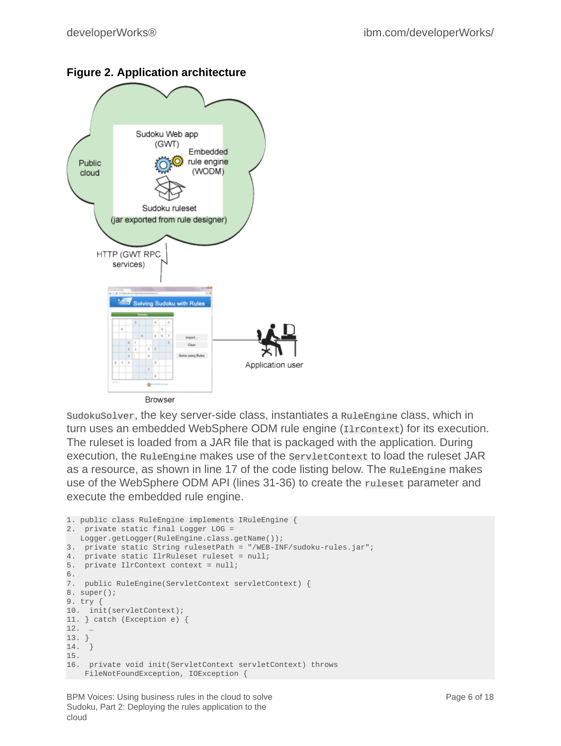**Figure 2. Application architecture**

`SudokuSolver`, the key server-side class, instantiates a `RuleEngine` class, which in turn uses an embedded WebSphere ODM rule engine (`IlrContext`) for its execution. The ruleset is loaded from a JAR file that is packaged with the application. During execution, the `RuleEngine` makes use of the `ServletContext` to load the ruleset JAR as a resource, as shown in line 17 of the code listing below. The `RuleEngine` makes use of the WebSphere ODM API (lines 31-36) to create the `ruleset` parameter and execute the embedded rule engine.

```
1. public class RuleEngine implements IRuleEngine {
2.  private static final Logger LOG =
   Logger.getLogger(RuleEngine.class.getName());
3.  private static String rulesetPath = "/WEB-INF/sudoku-rules.jar";
4.  private static IlrRuleset ruleset = null;
5.  private IlrContext context = null;
6.
7.  public RuleEngine(ServletContext servletContext) {
8. super();
9. try {
10.  init(servletContext);
11. } catch (Exception e) {
12.  …
13. }
14.  }
15.
16.  private void init(ServletContext servletContext) throws
    FileNotFoundException, IOException {
```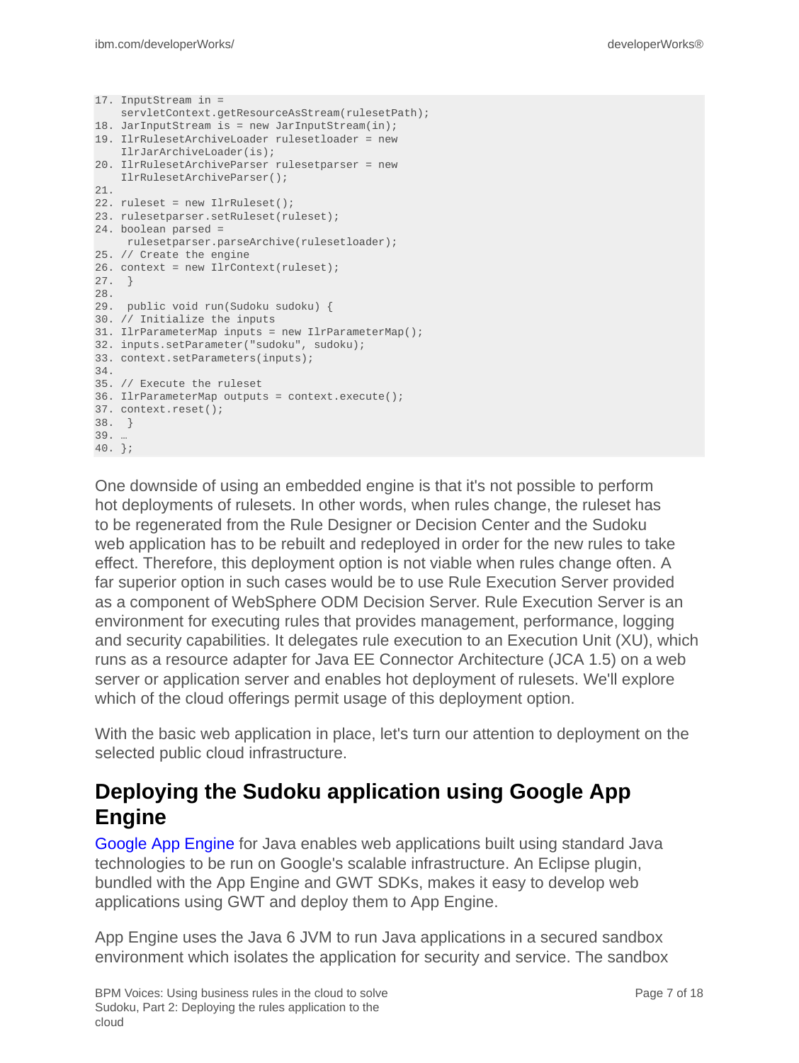```
17. InputStream in =
    servletContext.getResourceAsStream(rulesetPath);
18. JarInputStream is = new JarInputStream(in);
19. IlrRulesetArchiveLoader rulesetloader = new
    IlrJarArchiveLoader(is);
20. IlrRulesetArchiveParser rulesetparser = new
    IlrRulesetArchiveParser();
21.
22. ruleset = new IlrRuleset();
23. rulesetparser.setRuleset(ruleset);
24. boolean parsed =
     rulesetparser.parseArchive(rulesetloader);
25. // Create the engine
26. context = new IlrContext(ruleset);
27.  }
28.
29.  public void run(Sudoku sudoku) {
30. // Initialize the inputs
31. IlrParameterMap inputs = new IlrParameterMap();
32. inputs.setParameter("sudoku", sudoku);
33. context.setParameters(inputs);
34.
35. // Execute the ruleset
36. IlrParameterMap outputs = context.execute();
37. context.reset();
38.  }
39. …
40. };
```

One downside of using an embedded engine is that it's not possible to perform hot deployments of rulesets. In other words, when rules change, the ruleset has to be regenerated from the Rule Designer or Decision Center and the Sudoku web application has to be rebuilt and redeployed in order for the new rules to take effect. Therefore, this deployment option is not viable when rules change often. A far superior option in such cases would be to use Rule Execution Server provided as a component of WebSphere ODM Decision Server. Rule Execution Server is an environment for executing rules that provides management, performance, logging and security capabilities. It delegates rule execution to an Execution Unit (XU), which runs as a resource adapter for Java EE Connector Architecture (JCA 1.5) on a web server or application server and enables hot deployment of rulesets. We'll explore which of the cloud offerings permit usage of this deployment option.

With the basic web application in place, let's turn our attention to deployment on the selected public cloud infrastructure.

## Deploying the Sudoku application using Google App Engine

Google App Engine for Java enables web applications built using standard Java technologies to be run on Google's scalable infrastructure. An Eclipse plugin, bundled with the App Engine and GWT SDKs, makes it easy to develop web applications using GWT and deploy them to App Engine.

App Engine uses the Java 6 JVM to run Java applications in a secured sandbox environment which isolates the application for security and service. The sandbox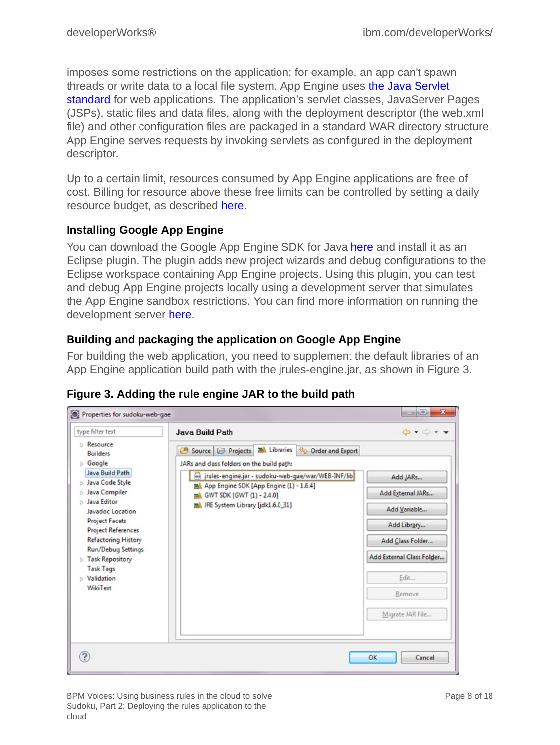imposes some restrictions on the application; for example, an app can't spawn threads or write data to a local file system. App Engine uses the Java Servlet standard for web applications. The application's servlet classes, JavaServer Pages (JSPs), static files and data files, along with the deployment descriptor (the web.xml file) and other configuration files are packaged in a standard WAR directory structure. App Engine serves requests by invoking servlets as configured in the deployment descriptor.

Up to a certain limit, resources consumed by App Engine applications are free of cost. Billing for resource above these free limits can be controlled by setting a daily resource budget, as described here.

### Installing Google App Engine

You can download the Google App Engine SDK for Java here and install it as an Eclipse plugin. The plugin adds new project wizards and debug configurations to the Eclipse workspace containing App Engine projects. Using this plugin, you can test and debug App Engine projects locally using a development server that simulates the App Engine sandbox restrictions. You can find more information on running the development server here.

### Building and packaging the application on Google App Engine

For building the web application, you need to supplement the default libraries of an App Engine application build path with the jrules-engine.jar, as shown in Figure 3.

**Figure 3. Adding the rule engine JAR to the build path**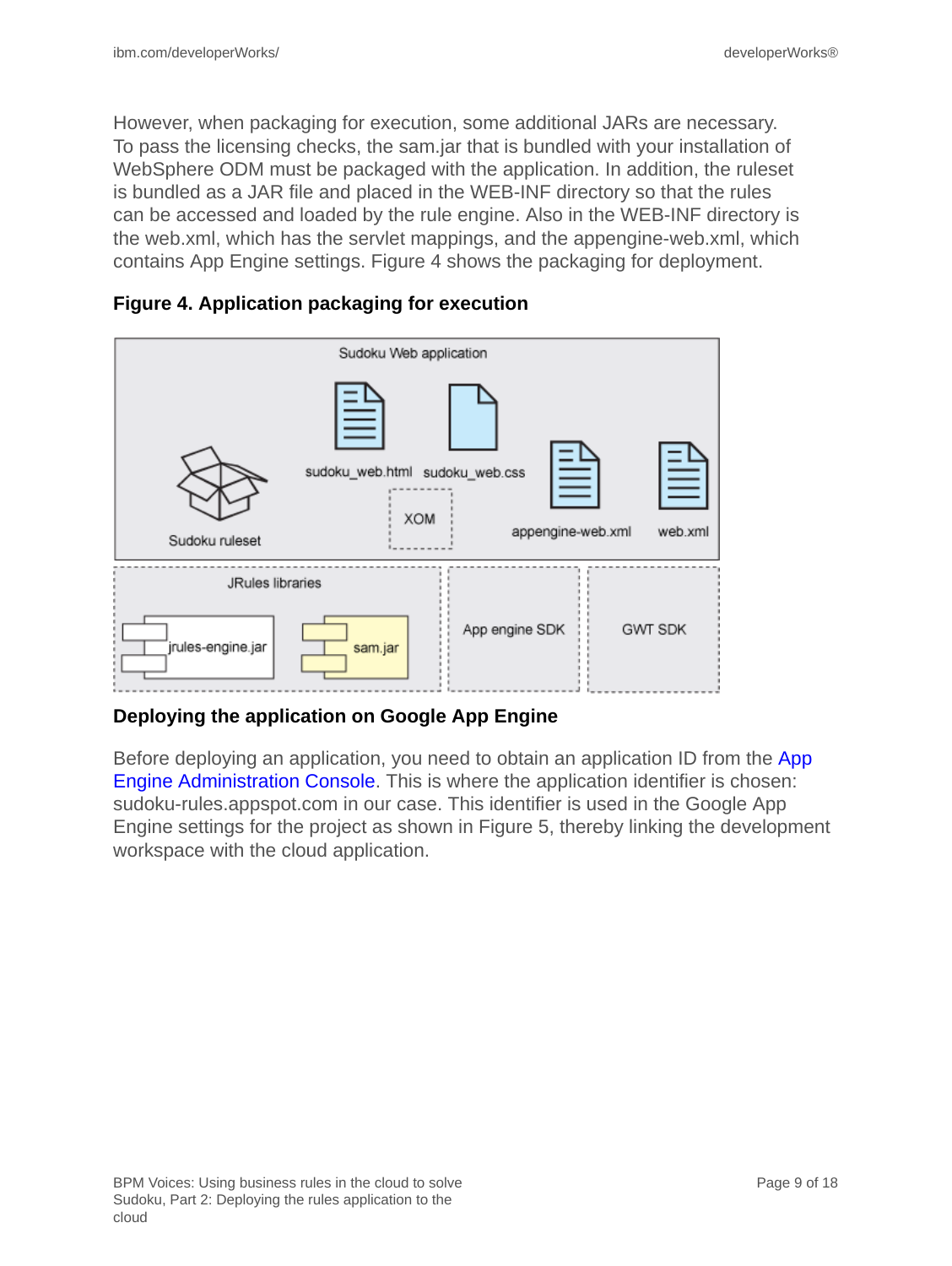However, when packaging for execution, some additional JARs are necessary. To pass the licensing checks, the sam.jar that is bundled with your installation of WebSphere ODM must be packaged with the application. In addition, the ruleset is bundled as a JAR file and placed in the WEB-INF directory so that the rules can be accessed and loaded by the rule engine. Also in the WEB-INF directory is the web.xml, which has the servlet mappings, and the appengine-web.xml, which contains App Engine settings. Figure 4 shows the packaging for deployment.

**Figure 4. Application packaging for execution**

Sudoku Web application

sudoku_web.html sudoku_web.css

Sudoku ruleset

XOM

appengine-web.xml web.xml

JRules libraries

jrules-engine.jar sam.jar

App engine SDK

GWT SDK

### Deploying the application on Google App Engine

Before deploying an application, you need to obtain an application ID from the App Engine Administration Console. This is where the application identifier is chosen: sudoku-rules.appspot.com in our case. This identifier is used in the Google App Engine settings for the project as shown in Figure 5, thereby linking the development workspace with the cloud application.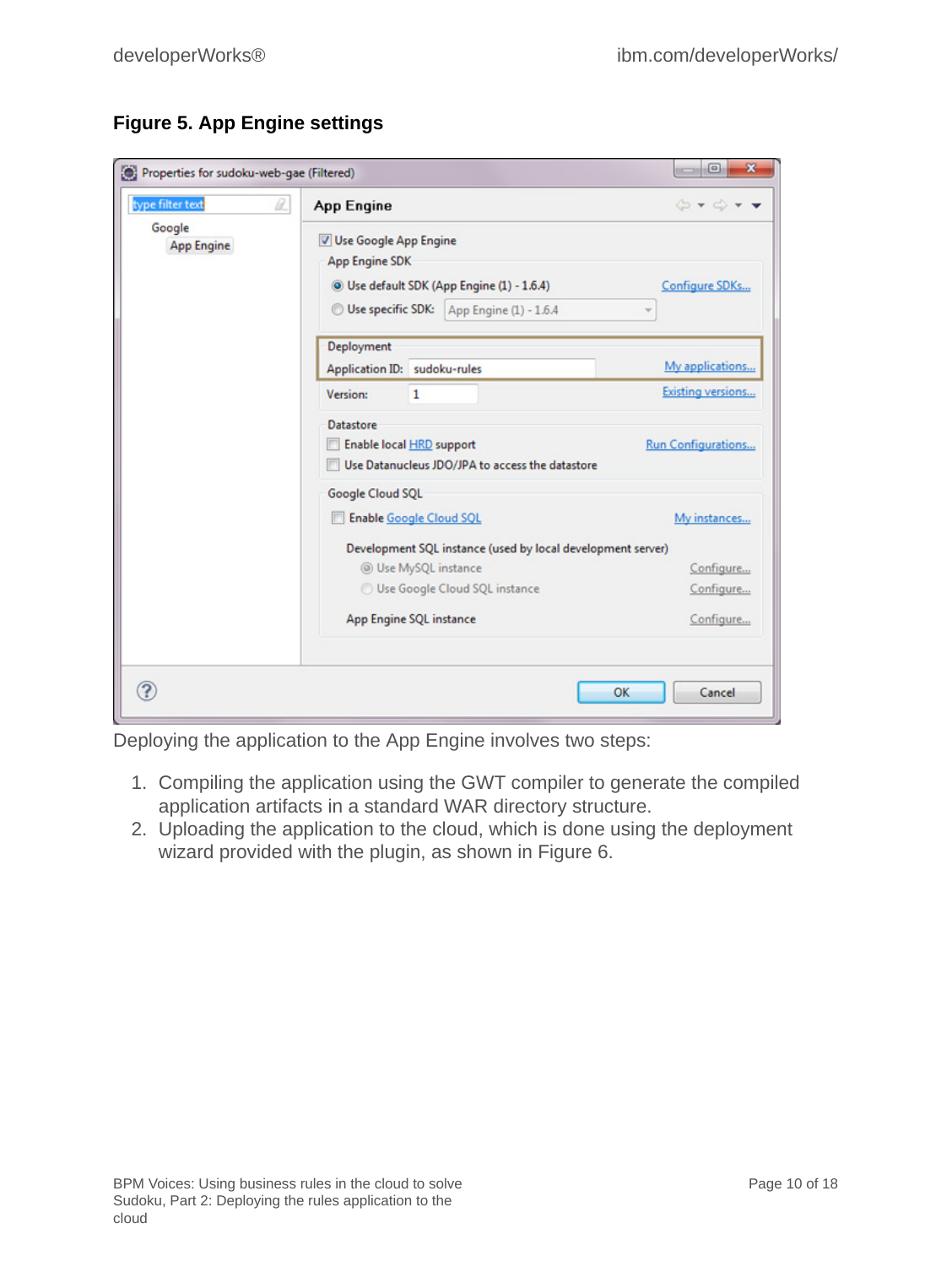**Figure 5. App Engine settings**

Deploying the application to the App Engine involves two steps:

1. Compiling the application using the GWT compiler to generate the compiled application artifacts in a standard WAR directory structure.
2. Uploading the application to the cloud, which is done using the deployment wizard provided with the plugin, as shown in Figure 6.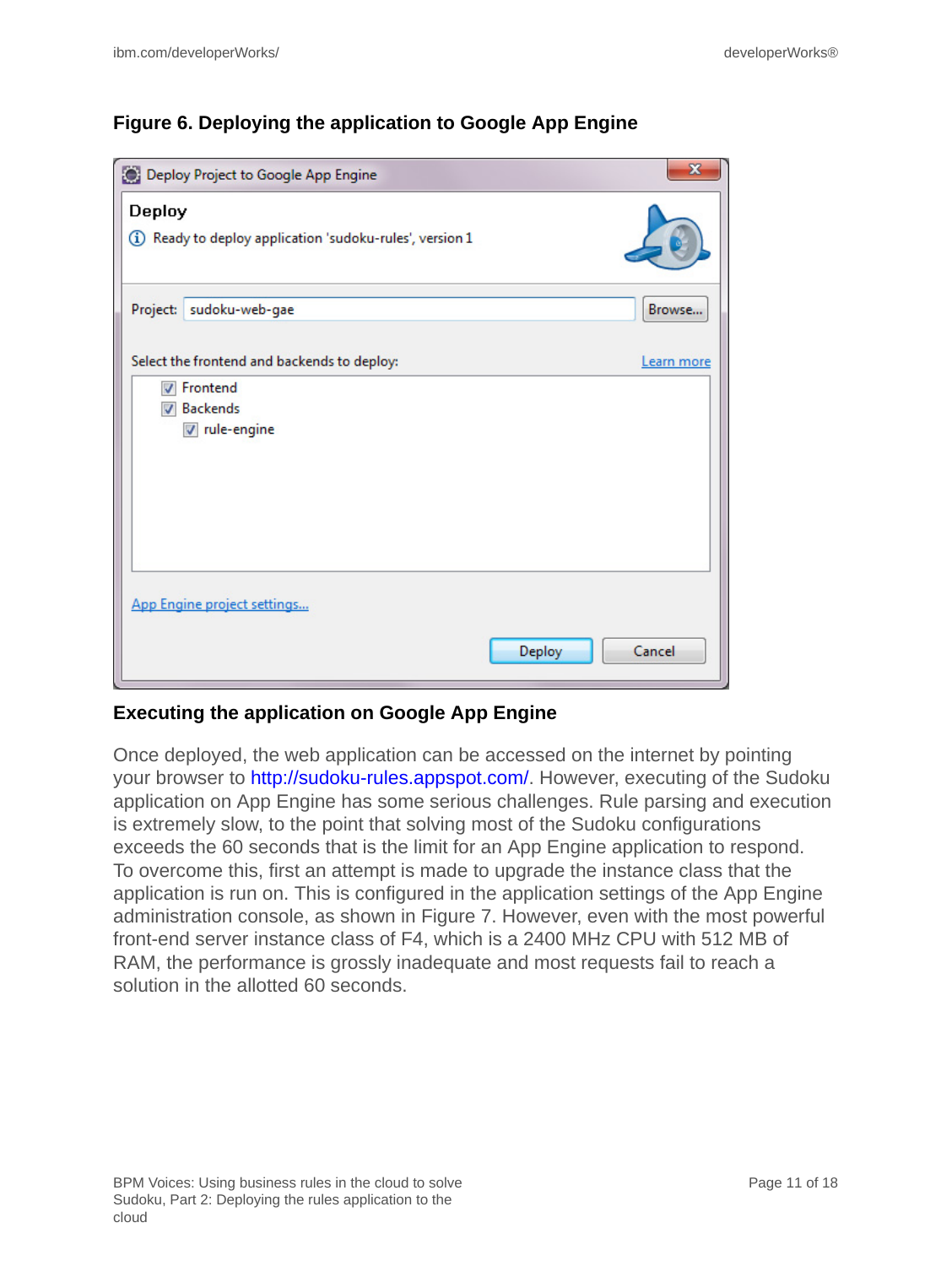**Figure 6. Deploying the application to Google App Engine**

## Executing the application on Google App Engine

Once deployed, the web application can be accessed on the internet by pointing your browser to http://sudoku-rules.appspot.com/. However, executing of the Sudoku application on App Engine has some serious challenges. Rule parsing and execution is extremely slow, to the point that solving most of the Sudoku configurations exceeds the 60 seconds that is the limit for an App Engine application to respond. To overcome this, first an attempt is made to upgrade the instance class that the application is run on. This is configured in the application settings of the App Engine administration console, as shown in Figure 7. However, even with the most powerful front-end server instance class of F4, which is a 2400 MHz CPU with 512 MB of RAM, the performance is grossly inadequate and most requests fail to reach a solution in the allotted 60 seconds.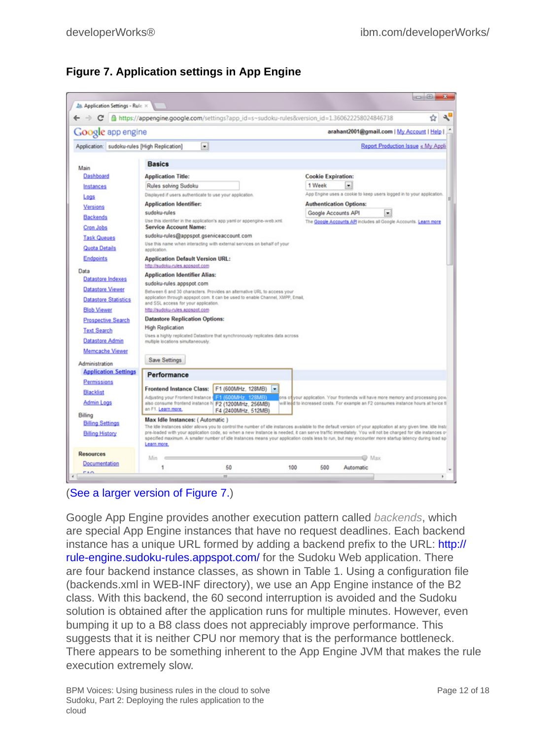**Figure 7. Application settings in App Engine**

(See a larger version of Figure 7.)

Google App Engine provides another execution pattern called *backends*, which are special App Engine instances that have no request deadlines. Each backend instance has a unique URL formed by adding a backend prefix to the URL: http://rule-engine.sudoku-rules.appspot.com/ for the Sudoku Web application. There are four backend instance classes, as shown in Table 1. Using a configuration file (backends.xml in WEB-INF directory), we use an App Engine instance of the B2 class. With this backend, the 60 second interruption is avoided and the Sudoku solution is obtained after the application runs for multiple minutes. However, even bumping it up to a B8 class does not appreciably improve performance. This suggests that it is neither CPU nor memory that is the performance bottleneck. There appears to be something inherent to the App Engine JVM that makes the rule execution extremely slow.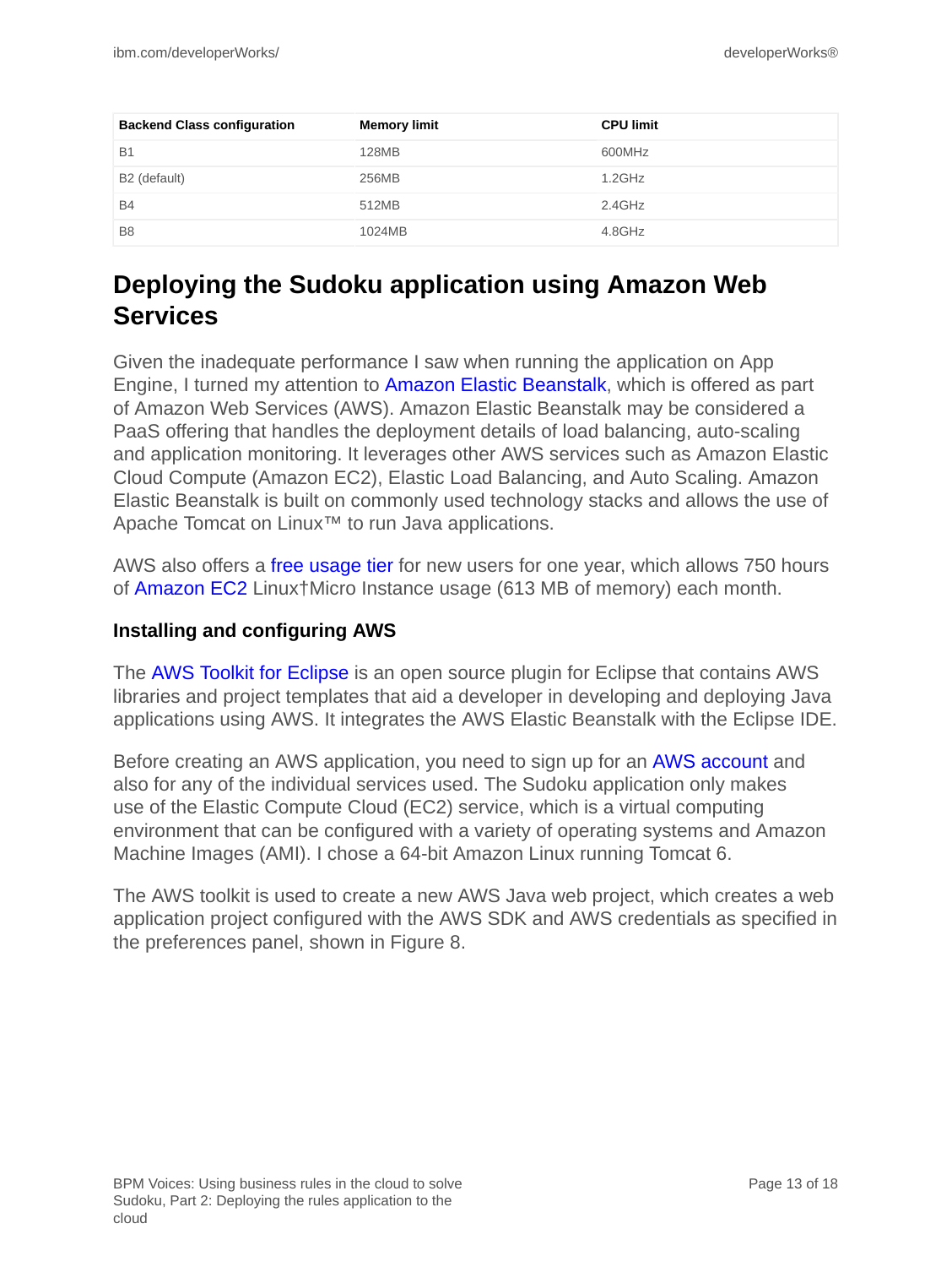| Backend Class configuration | Memory limit | CPU limit |
| --- | --- | --- |
| B1 | 128MB | 600MHz |
| B2 (default) | 256MB | 1.2GHz |
| B4 | 512MB | 2.4GHz |
| B8 | 1024MB | 4.8GHz |

## Deploying the Sudoku application using Amazon Web Services

Given the inadequate performance I saw when running the application on App Engine, I turned my attention to Amazon Elastic Beanstalk, which is offered as part of Amazon Web Services (AWS). Amazon Elastic Beanstalk may be considered a PaaS offering that handles the deployment details of load balancing, auto-scaling and application monitoring. It leverages other AWS services such as Amazon Elastic Cloud Compute (Amazon EC2), Elastic Load Balancing, and Auto Scaling. Amazon Elastic Beanstalk is built on commonly used technology stacks and allows the use of Apache Tomcat on Linux™ to run Java applications.

AWS also offers a free usage tier for new users for one year, which allows 750 hours of Amazon EC2 Linux†Micro Instance usage (613 MB of memory) each month.

### Installing and configuring AWS

The AWS Toolkit for Eclipse is an open source plugin for Eclipse that contains AWS libraries and project templates that aid a developer in developing and deploying Java applications using AWS. It integrates the AWS Elastic Beanstalk with the Eclipse IDE.

Before creating an AWS application, you need to sign up for an AWS account and also for any of the individual services used. The Sudoku application only makes use of the Elastic Compute Cloud (EC2) service, which is a virtual computing environment that can be configured with a variety of operating systems and Amazon Machine Images (AMI). I chose a 64-bit Amazon Linux running Tomcat 6.

The AWS toolkit is used to create a new AWS Java web project, which creates a web application project configured with the AWS SDK and AWS credentials as specified in the preferences panel, shown in Figure 8.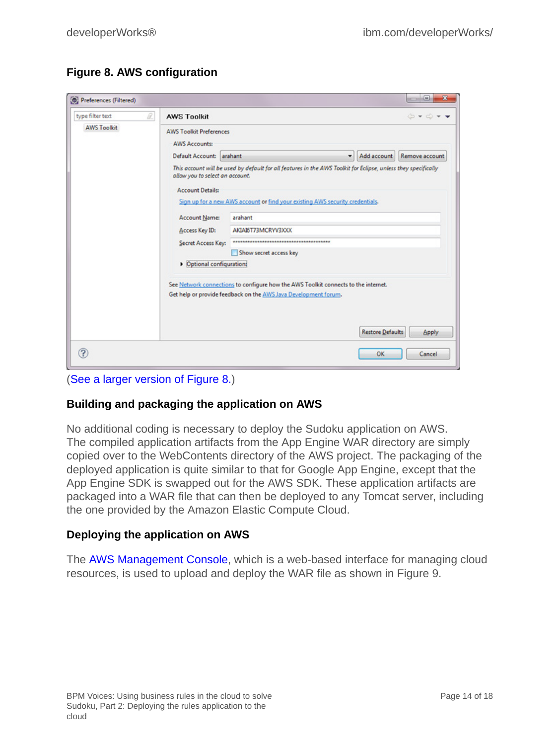**Figure 8. AWS configuration**

(See a larger version of Figure 8.)

### Building and packaging the application on AWS

No additional coding is necessary to deploy the Sudoku application on AWS. The compiled application artifacts from the App Engine WAR directory are simply copied over to the WebContents directory of the AWS project. The packaging of the deployed application is quite similar to that for Google App Engine, except that the App Engine SDK is swapped out for the AWS SDK. These application artifacts are packaged into a WAR file that can then be deployed to any Tomcat server, including the one provided by the Amazon Elastic Compute Cloud.

### Deploying the application on AWS

The AWS Management Console, which is a web-based interface for managing cloud resources, is used to upload and deploy the WAR file as shown in Figure 9.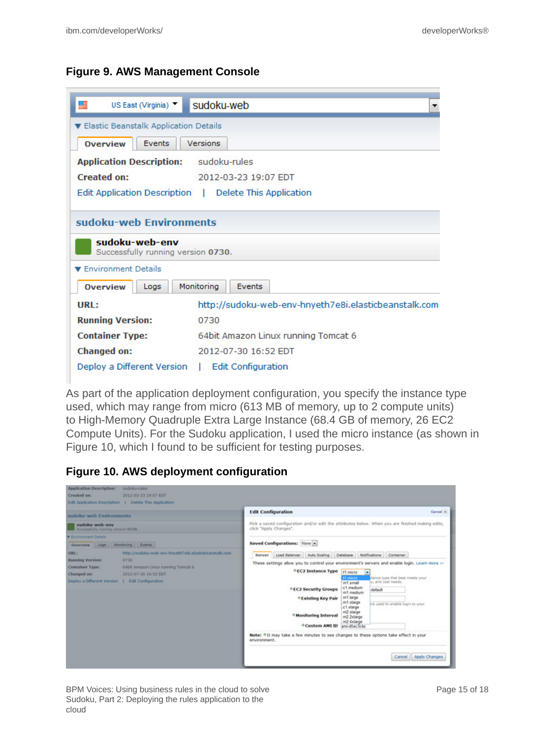### Figure 9. AWS Management Console

As part of the application deployment configuration, you specify the instance type used, which may range from micro (613 MB of memory, up to 2 compute units) to High-Memory Quadruple Extra Large Instance (68.4 GB of memory, 26 EC2 Compute Units). For the Sudoku application, I used the micro instance (as shown in Figure 10, which I found to be sufficient for testing purposes.

### Figure 10. AWS deployment configuration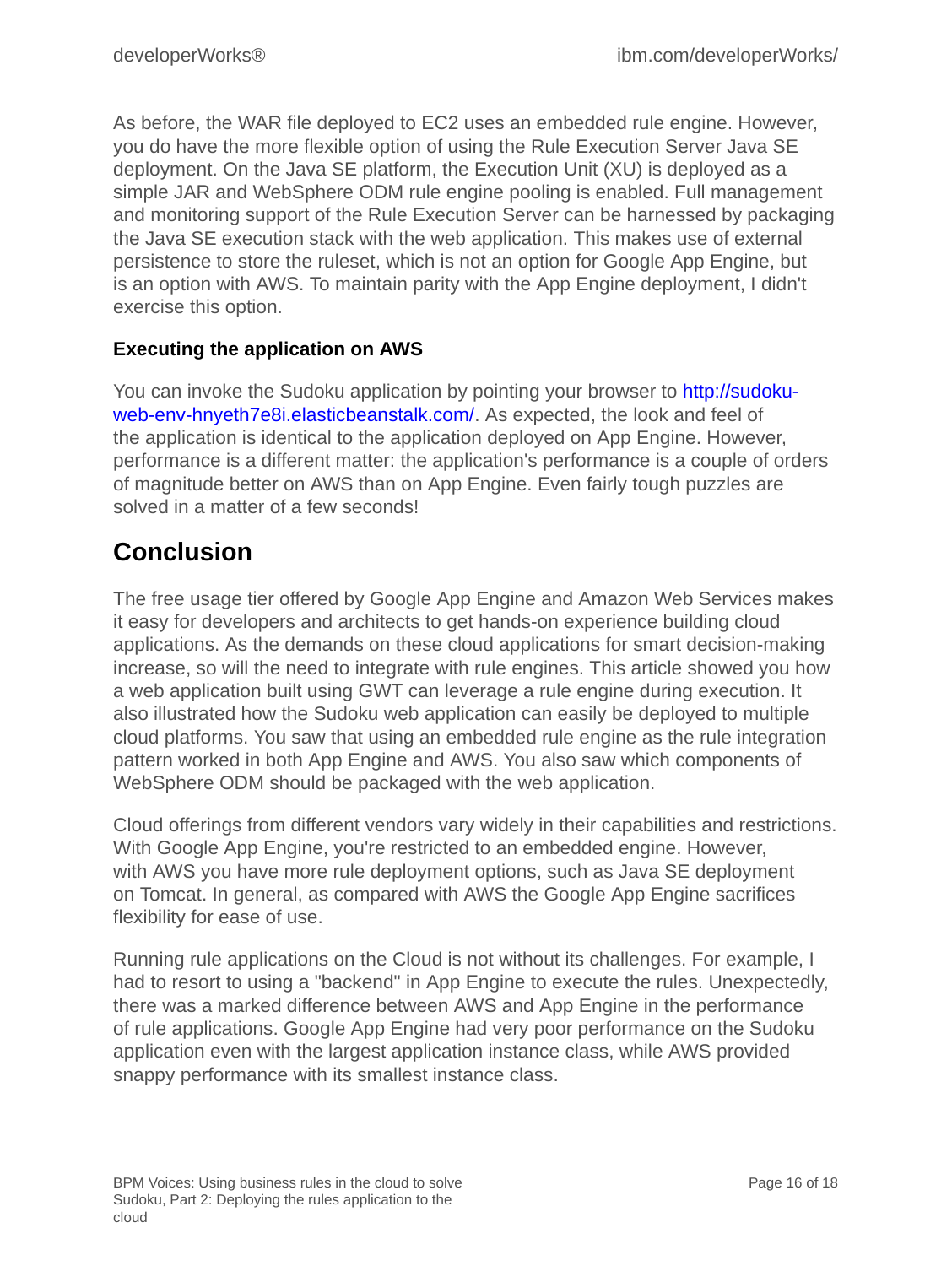As before, the WAR file deployed to EC2 uses an embedded rule engine. However, you do have the more flexible option of using the Rule Execution Server Java SE deployment. On the Java SE platform, the Execution Unit (XU) is deployed as a simple JAR and WebSphere ODM rule engine pooling is enabled. Full management and monitoring support of the Rule Execution Server can be harnessed by packaging the Java SE execution stack with the web application. This makes use of external persistence to store the ruleset, which is not an option for Google App Engine, but is an option with AWS. To maintain parity with the App Engine deployment, I didn't exercise this option.

### Executing the application on AWS

You can invoke the Sudoku application by pointing your browser to [http://sudoku-web-env-hnyeth7e8i.elasticbeanstalk.com/](http://sudoku-web-env-hnyeth7e8i.elasticbeanstalk.com/). As expected, the look and feel of the application is identical to the application deployed on App Engine. However, performance is a different matter: the application's performance is a couple of orders of magnitude better on AWS than on App Engine. Even fairly tough puzzles are solved in a matter of a few seconds!

## Conclusion

The free usage tier offered by Google App Engine and Amazon Web Services makes it easy for developers and architects to get hands-on experience building cloud applications. As the demands on these cloud applications for smart decision-making increase, so will the need to integrate with rule engines. This article showed you how a web application built using GWT can leverage a rule engine during execution. It also illustrated how the Sudoku web application can easily be deployed to multiple cloud platforms. You saw that using an embedded rule engine as the rule integration pattern worked in both App Engine and AWS. You also saw which components of WebSphere ODM should be packaged with the web application.

Cloud offerings from different vendors vary widely in their capabilities and restrictions. With Google App Engine, you're restricted to an embedded engine. However, with AWS you have more rule deployment options, such as Java SE deployment on Tomcat. In general, as compared with AWS the Google App Engine sacrifices flexibility for ease of use.

Running rule applications on the Cloud is not without its challenges. For example, I had to resort to using a "backend" in App Engine to execute the rules. Unexpectedly, there was a marked difference between AWS and App Engine in the performance of rule applications. Google App Engine had very poor performance on the Sudoku application even with the largest application instance class, while AWS provided snappy performance with its smallest instance class.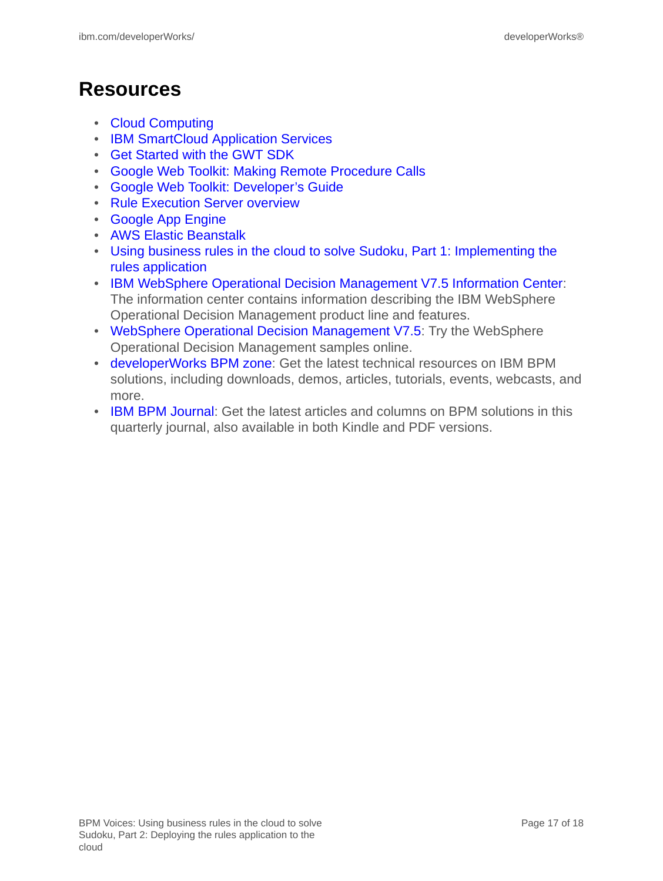## Resources

- Cloud Computing
- IBM SmartCloud Application Services
- Get Started with the GWT SDK
- Google Web Toolkit: Making Remote Procedure Calls
- Google Web Toolkit: Developer's Guide
- Rule Execution Server overview
- Google App Engine
- AWS Elastic Beanstalk
- Using business rules in the cloud to solve Sudoku, Part 1: Implementing the rules application
- IBM WebSphere Operational Decision Management V7.5 Information Center: The information center contains information describing the IBM WebSphere Operational Decision Management product line and features.
- WebSphere Operational Decision Management V7.5: Try the WebSphere Operational Decision Management samples online.
- developerWorks BPM zone: Get the latest technical resources on IBM BPM solutions, including downloads, demos, articles, tutorials, events, webcasts, and more.
- IBM BPM Journal: Get the latest articles and columns on BPM solutions in this quarterly journal, also available in both Kindle and PDF versions.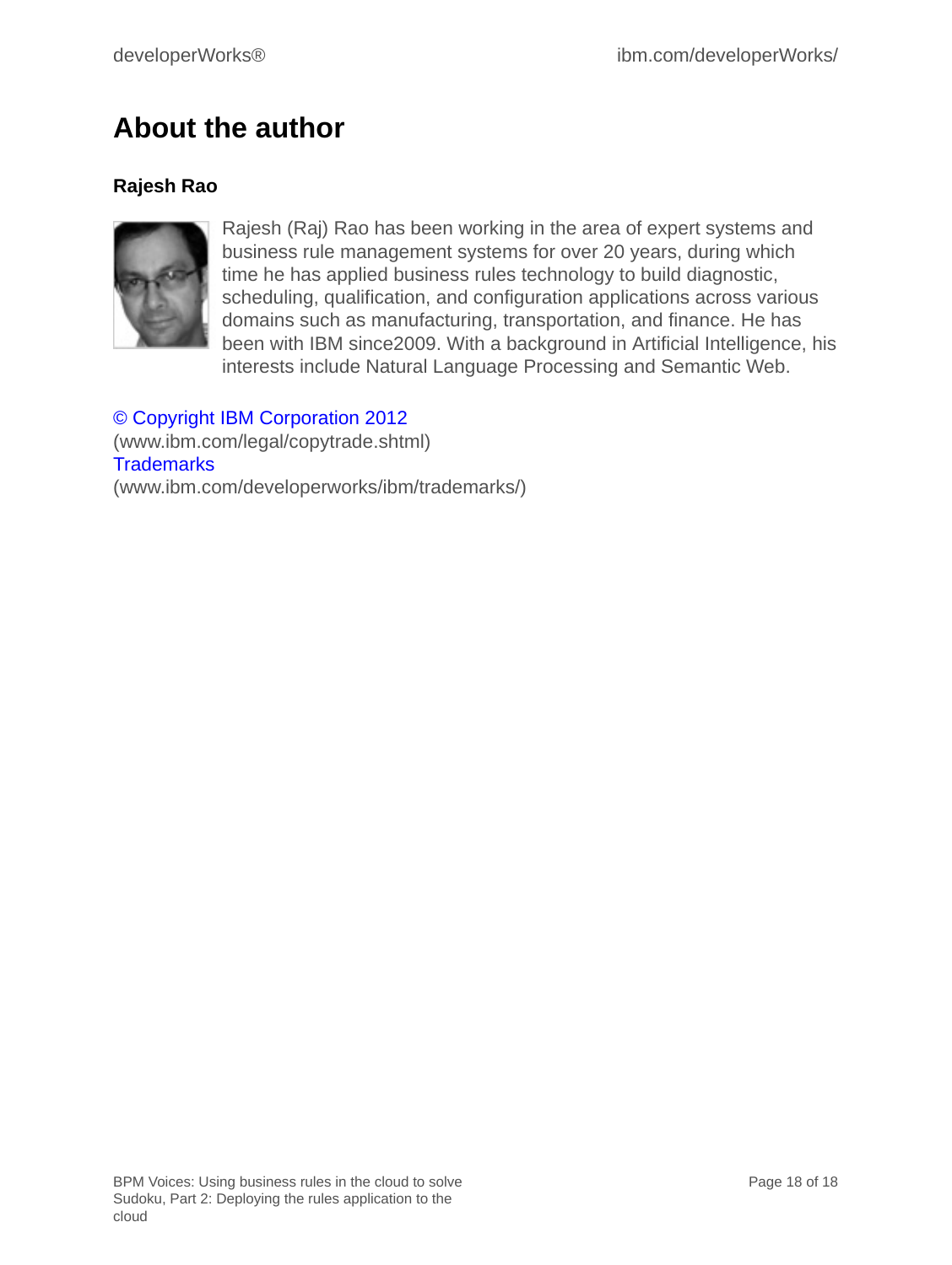## About the author

### Rajesh Rao

Rajesh (Raj) Rao has been working in the area of expert systems and business rule management systems for over 20 years, during which time he has applied business rules technology to build diagnostic, scheduling, qualification, and configuration applications across various domains such as manufacturing, transportation, and finance. He has been with IBM since2009. With a background in Artificial Intelligence, his interests include Natural Language Processing and Semantic Web.

© Copyright IBM Corporation 2012
(www.ibm.com/legal/copytrade.shtml)
Trademarks
(www.ibm.com/developerworks/ibm/trademarks/)